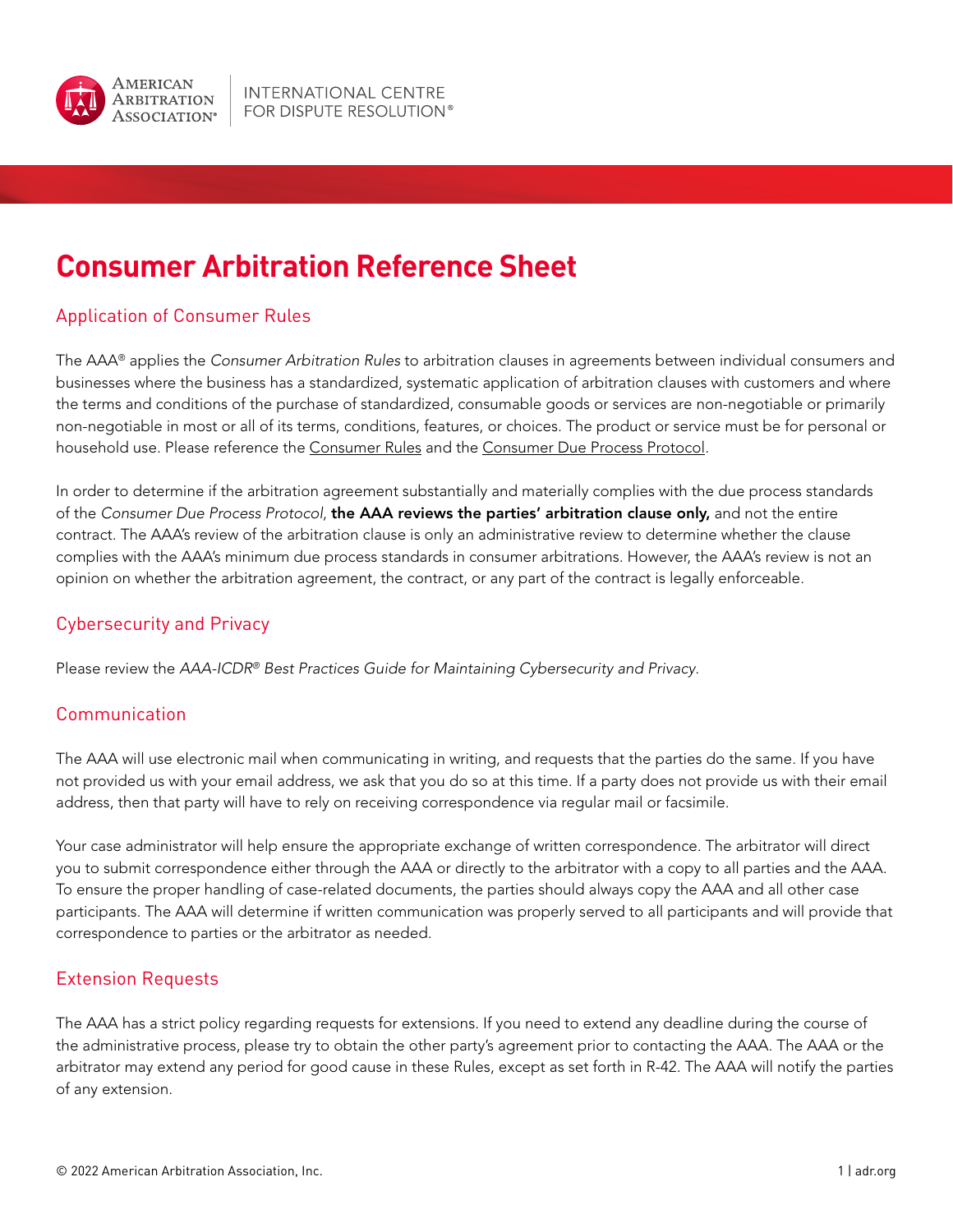AMERICAN ARBITRATION ASSOCIATION® | INTERNATIONAL CENTRE FOR DISPUTE RESOLUTION®

# Consumer Arbitration Reference Sheet

## Application of Consumer Rules

The AAA® applies the *Consumer Arbitration Rules* to arbitration clauses in agreements between individual consumers and businesses where the business has a standardized, systematic application of arbitration clauses with customers and where the terms and conditions of the purchase of standardized, consumable goods or services are non-negotiable or primarily non-negotiable in most or all of its terms, conditions, features, or choices. The product or service must be for personal or household use. Please reference the Consumer Rules and the Consumer Due Process Protocol.

In order to determine if the arbitration agreement substantially and materially complies with the due process standards of the *Consumer Due Process Protocol*, **the AAA reviews the parties' arbitration clause only,** and not the entire contract. The AAA's review of the arbitration clause is only an administrative review to determine whether the clause complies with the AAA's minimum due process standards in consumer arbitrations. However, the AAA's review is not an opinion on whether the arbitration agreement, the contract, or any part of the contract is legally enforceable.

## Cybersecurity and Privacy

Please review the *AAA-ICDR® Best Practices Guide for Maintaining Cybersecurity and Privacy.*

## Communication

The AAA will use electronic mail when communicating in writing, and requests that the parties do the same. If you have not provided us with your email address, we ask that you do so at this time. If a party does not provide us with their email address, then that party will have to rely on receiving correspondence via regular mail or facsimile.

Your case administrator will help ensure the appropriate exchange of written correspondence. The arbitrator will direct you to submit correspondence either through the AAA or directly to the arbitrator with a copy to all parties and the AAA. To ensure the proper handling of case-related documents, the parties should always copy the AAA and all other case participants. The AAA will determine if written communication was properly served to all participants and will provide that correspondence to parties or the arbitrator as needed.

## Extension Requests

The AAA has a strict policy regarding requests for extensions. If you need to extend any deadline during the course of the administrative process, please try to obtain the other party's agreement prior to contacting the AAA. The AAA or the arbitrator may extend any period for good cause in these Rules, except as set forth in R-42. The AAA will notify the parties of any extension.

© 2022 American Arbitration Association, Inc.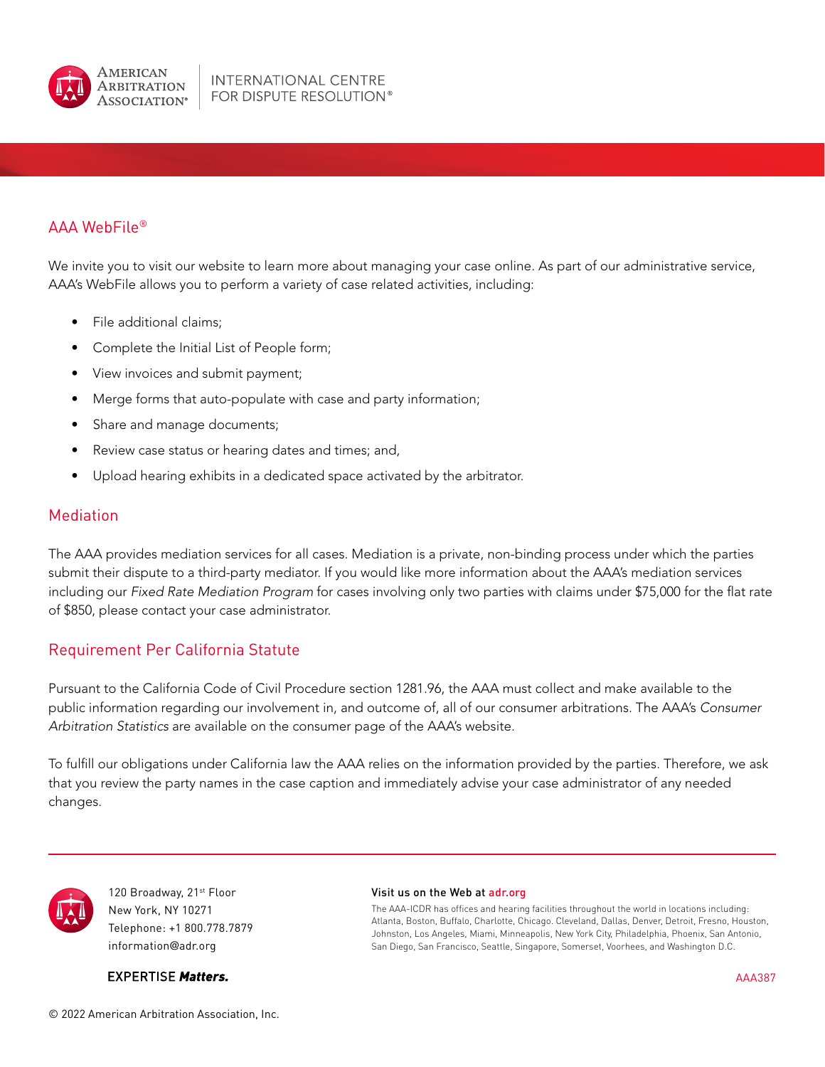## AAA WebFile®

We invite you to visit our website to learn more about managing your case online. As part of our administrative service, AAA's WebFile allows you to perform a variety of case related activities, including:

- File additional claims;
- Complete the Initial List of People form;
- View invoices and submit payment;
- Merge forms that auto-populate with case and party information;
- Share and manage documents;
- Review case status or hearing dates and times; and,
- Upload hearing exhibits in a dedicated space activated by the arbitrator.

## Mediation

The AAA provides mediation services for all cases. Mediation is a private, non-binding process under which the parties submit their dispute to a third-party mediator. If you would like more information about the AAA's mediation services including our *Fixed Rate Mediation Program* for cases involving only two parties with claims under $75,000 for the flat rate of $850, please contact your case administrator.

## Requirement Per California Statute

Pursuant to the California Code of Civil Procedure section 1281.96, the AAA must collect and make available to the public information regarding our involvement in, and outcome of, all of our consumer arbitrations. The AAA's *Consumer Arbitration Statistics* are available on the consumer page of the AAA's website.

To fulfill our obligations under California law the AAA relies on the information provided by the parties. Therefore, we ask that you review the party names in the case caption and immediately advise your case administrator of any needed changes.

120 Broadway, 21st Floor
New York, NY 10271
Telephone: +1 800.778.7879
information@adr.org

EXPERTISE ***Matters.***

**Visit us on the Web at adr.org**

The AAA-ICDR has offices and hearing facilities throughout the world in locations including: Atlanta, Boston, Buffalo, Charlotte, Chicago. Cleveland, Dallas, Denver, Detroit, Fresno, Houston, Johnston, Los Angeles, Miami, Minneapolis, New York City, Philadelphia, Phoenix, San Antonio, San Diego, San Francisco, Seattle, Singapore, Somerset, Voorhees, and Washington D.C.

AAA387

© 2022 American Arbitration Association, Inc.